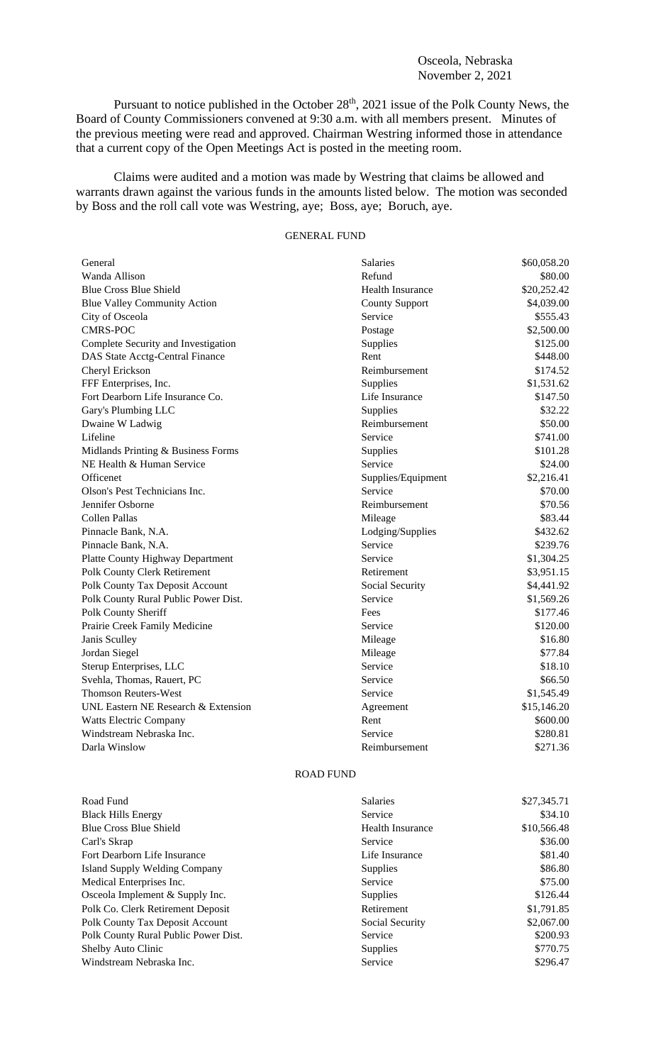Osceola, Nebraska
November 2, 2021

Pursuant to notice published in the October 28th, 2021 issue of the Polk County News, the Board of County Commissioners convened at 9:30 a.m. with all members present. Minutes of the previous meeting were read and approved. Chairman Westring informed those in attendance that a current copy of the Open Meetings Act is posted in the meeting room.

Claims were audited and a motion was made by Westring that claims be allowed and warrants drawn against the various funds in the amounts listed below. The motion was seconded by Boss and the roll call vote was Westring, aye; Boss, aye; Boruch, aye.

## GENERAL FUND

| | | |
|---|---|---|
| General | Salaries | $60,058.20 |
| Wanda Allison | Refund | $80.00 |
| Blue Cross Blue Shield | Health Insurance | $20,252.42 |
| Blue Valley Community Action | County Support | $4,039.00 |
| City of Osceola | Service | $555.43 |
| CMRS-POC | Postage | $2,500.00 |
| Complete Security and Investigation | Supplies | $125.00 |
| DAS State Acctg-Central Finance | Rent | $448.00 |
| Cheryl Erickson | Reimbursement | $174.52 |
| FFF Enterprises, Inc. | Supplies | $1,531.62 |
| Fort Dearborn Life Insurance Co. | Life Insurance | $147.50 |
| Gary's Plumbing LLC | Supplies | $32.22 |
| Dwaine W Ladwig | Reimbursement | $50.00 |
| Lifeline | Service | $741.00 |
| Midlands Printing & Business Forms | Supplies | $101.28 |
| NE Health & Human Service | Service | $24.00 |
| Officenet | Supplies/Equipment | $2,216.41 |
| Olson's Pest Technicians Inc. | Service | $70.00 |
| Jennifer Osborne | Reimbursement | $70.56 |
| Collen Pallas | Mileage | $83.44 |
| Pinnacle Bank, N.A. | Lodging/Supplies | $432.62 |
| Pinnacle Bank, N.A. | Service | $239.76 |
| Platte County Highway Department | Service | $1,304.25 |
| Polk County Clerk Retirement | Retirement | $3,951.15 |
| Polk County Tax Deposit Account | Social Security | $4,441.92 |
| Polk County Rural Public Power Dist. | Service | $1,569.26 |
| Polk County Sheriff | Fees | $177.46 |
| Prairie Creek Family Medicine | Service | $120.00 |
| Janis Sculley | Mileage | $16.80 |
| Jordan Siegel | Mileage | $77.84 |
| Sterup Enterprises, LLC | Service | $18.10 |
| Svehla, Thomas, Rauert, PC | Service | $66.50 |
| Thomson Reuters-West | Service | $1,545.49 |
| UNL Eastern NE Research & Extension | Agreement | $15,146.20 |
| Watts Electric Company | Rent | $600.00 |
| Windstream Nebraska Inc. | Service | $280.81 |
| Darla Winslow | Reimbursement | $271.36 |

## ROAD FUND

| | | |
|---|---|---|
| Road Fund | Salaries | $27,345.71 |
| Black Hills Energy | Service | $34.10 |
| Blue Cross Blue Shield | Health Insurance | $10,566.48 |
| Carl's Skrap | Service | $36.00 |
| Fort Dearborn Life Insurance | Life Insurance | $81.40 |
| Island Supply Welding Company | Supplies | $86.80 |
| Medical Enterprises Inc. | Service | $75.00 |
| Osceola Implement & Supply Inc. | Supplies | $126.44 |
| Polk Co. Clerk Retirement Deposit | Retirement | $1,791.85 |
| Polk County Tax Deposit Account | Social Security | $2,067.00 |
| Polk County Rural Public Power Dist. | Service | $200.93 |
| Shelby Auto Clinic | Supplies | $770.75 |
| Windstream Nebraska Inc. | Service | $296.47 |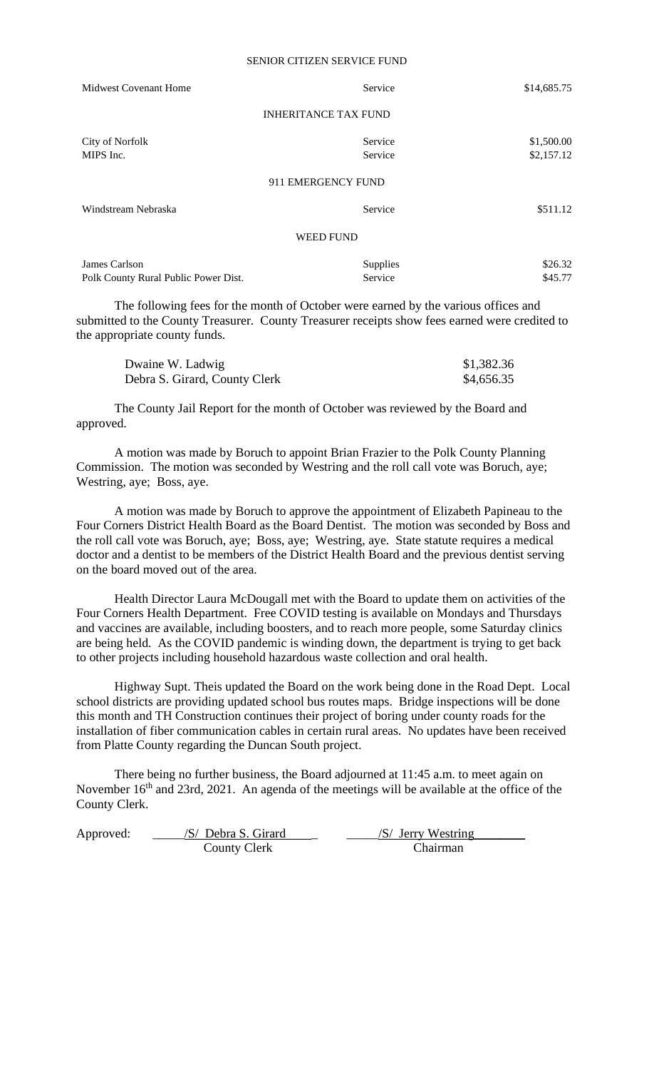SENIOR CITIZEN SERVICE FUND

| | | |
|---|---|---|
| Midwest Covenant Home | Service | $14,685.75 |

INHERITANCE TAX FUND

| | | |
|---|---|---|
| City of Norfolk | Service | $1,500.00 |
| MIPS Inc. | Service | $2,157.12 |

911 EMERGENCY FUND

| | | |
|---|---|---|
| Windstream Nebraska | Service | $511.12 |

WEED FUND

| | | |
|---|---|---|
| James Carlson | Supplies | $26.32 |
| Polk County Rural Public Power Dist. | Service | $45.77 |

The following fees for the month of October were earned by the various offices and submitted to the County Treasurer. County Treasurer receipts show fees earned were credited to the appropriate county funds.

| | |
|---|---|
| Dwaine W. Ladwig | $1,382.36 |
| Debra S. Girard, County Clerk | $4,656.35 |

The County Jail Report for the month of October was reviewed by the Board and approved.

A motion was made by Boruch to appoint Brian Frazier to the Polk County Planning Commission. The motion was seconded by Westring and the roll call vote was Boruch, aye; Westring, aye; Boss, aye.

A motion was made by Boruch to approve the appointment of Elizabeth Papineau to the Four Corners District Health Board as the Board Dentist. The motion was seconded by Boss and the roll call vote was Boruch, aye; Boss, aye; Westring, aye. State statute requires a medical doctor and a dentist to be members of the District Health Board and the previous dentist serving on the board moved out of the area.

Health Director Laura McDougall met with the Board to update them on activities of the Four Corners Health Department. Free COVID testing is available on Mondays and Thursdays and vaccines are available, including boosters, and to reach more people, some Saturday clinics are being held. As the COVID pandemic is winding down, the department is trying to get back to other projects including household hazardous waste collection and oral health.

Highway Supt. Theis updated the Board on the work being done in the Road Dept. Local school districts are providing updated school bus routes maps. Bridge inspections will be done this month and TH Construction continues their project of boring under county roads for the installation of fiber communication cables in certain rural areas. No updates have been received from Platte County regarding the Duncan South project.

There being no further business, the Board adjourned at 11:45 a.m. to meet again on November 16th and 23rd, 2021. An agenda of the meetings will be available at the office of the County Clerk.

Approved: /S/ Debra S. Girard — County Clerk &nbsp;&nbsp;&nbsp;&nbsp; /S/ Jerry Westring — Chairman